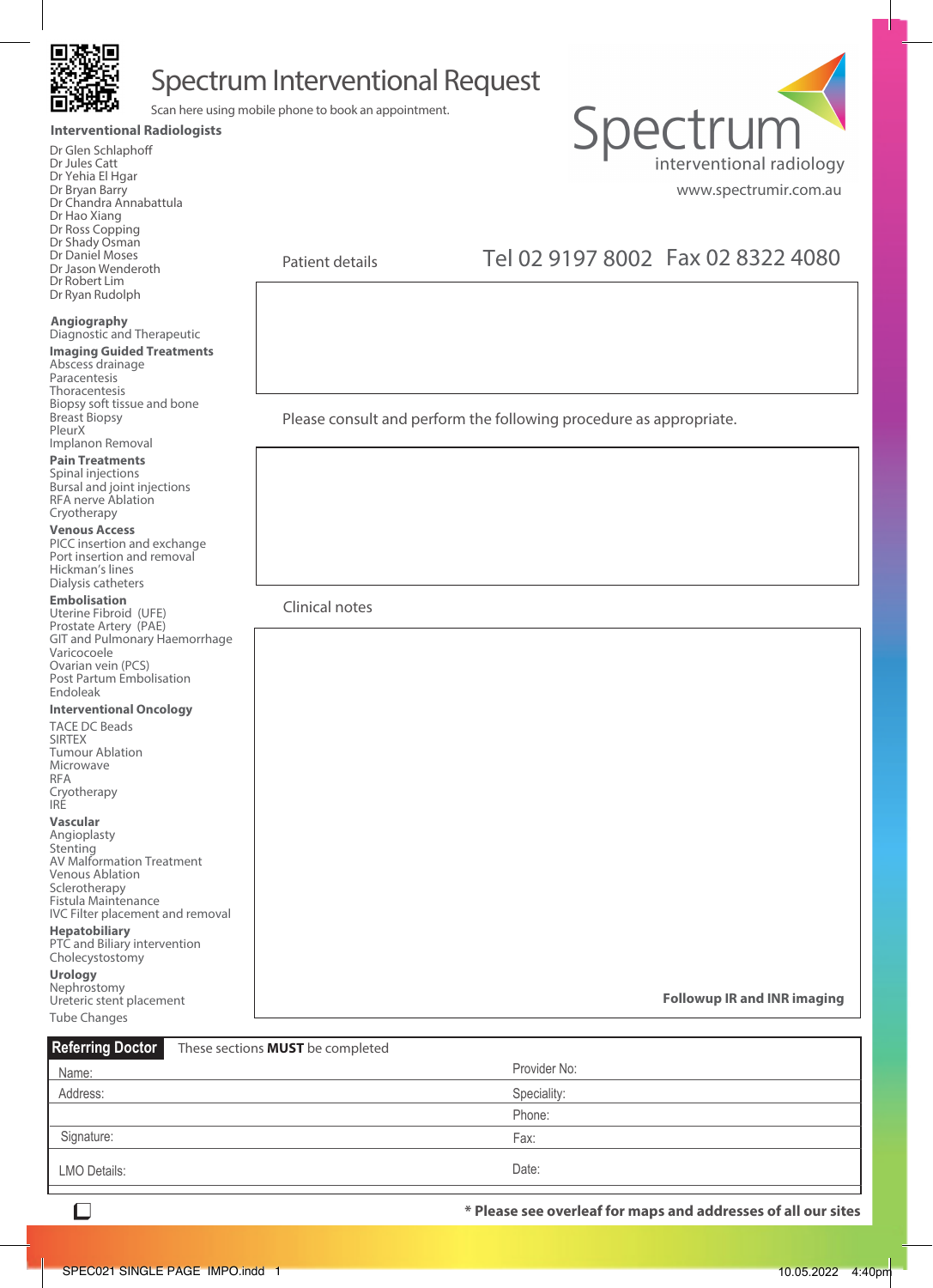# Spectrum Interventional Request

Scan here using mobile phone to book an appointment.

Spectrum
interventional radiology

www.spectrumir.com.au

**Interventional Radiologists**

Dr Glen Schlaphoff
Dr Jules Catt
Dr Yehia El Hgar
Dr Bryan Barry
Dr Chandra Annabattula
Dr Hao Xiang
Dr Ross Copping
Dr Shady Osman
Dr Daniel Moses
Dr Jason Wenderoth
Dr Robert Lim
Dr Ryan Rudolph

**Angiography**
Diagnostic and Therapeutic

**Imaging Guided Treatments**
Abscess drainage
Paracentesis
Thoracentesis
Biopsy soft tissue and bone
Breast Biopsy
PleurX
Implanon Removal

**Pain Treatments**
Spinal injections
Bursal and joint injections
RFA nerve Ablation
Cryotherapy

**Venous Access**
PICC insertion and exchange
Port insertion and removal
Hickman's lines
Dialysis catheters

**Embolisation**
Uterine Fibroid (UFE)
Prostate Artery (PAE)
GIT and Pulmonary Haemorrhage
Varicocoele
Ovarian vein (PCS)
Post Partum Embolisation
Endoleak

**Interventional Oncology**
TACE DC Beads
SIRTEX
Tumour Ablation
Microwave
RFA
Cryotherapy
IRE

**Vascular**
Angioplasty
Stenting
AV Malformation Treatment
Venous Ablation
Sclerotherapy
Fistula Maintenance
IVC Filter placement and removal

**Hepatobiliary**
PTC and Biliary intervention
Cholecystostomy

**Urology**
Nephrostomy
Ureteric stent placement

Tube Changes

Patient details

Tel 02 9197 8002 Fax 02 8322 4080

Please consult and perform the following procedure as appropriate.

Clinical notes

**Followup IR and INR imaging**

**Referring Doctor** These sections **MUST** be completed

| | |
|---|---|
| Name: | Provider No: |
| Address: | Speciality: |
| | Phone: |
| Signature: | Fax: |
| LMO Details: | Date: |

☐

**\* Please see overleaf for maps and addresses of all our sites**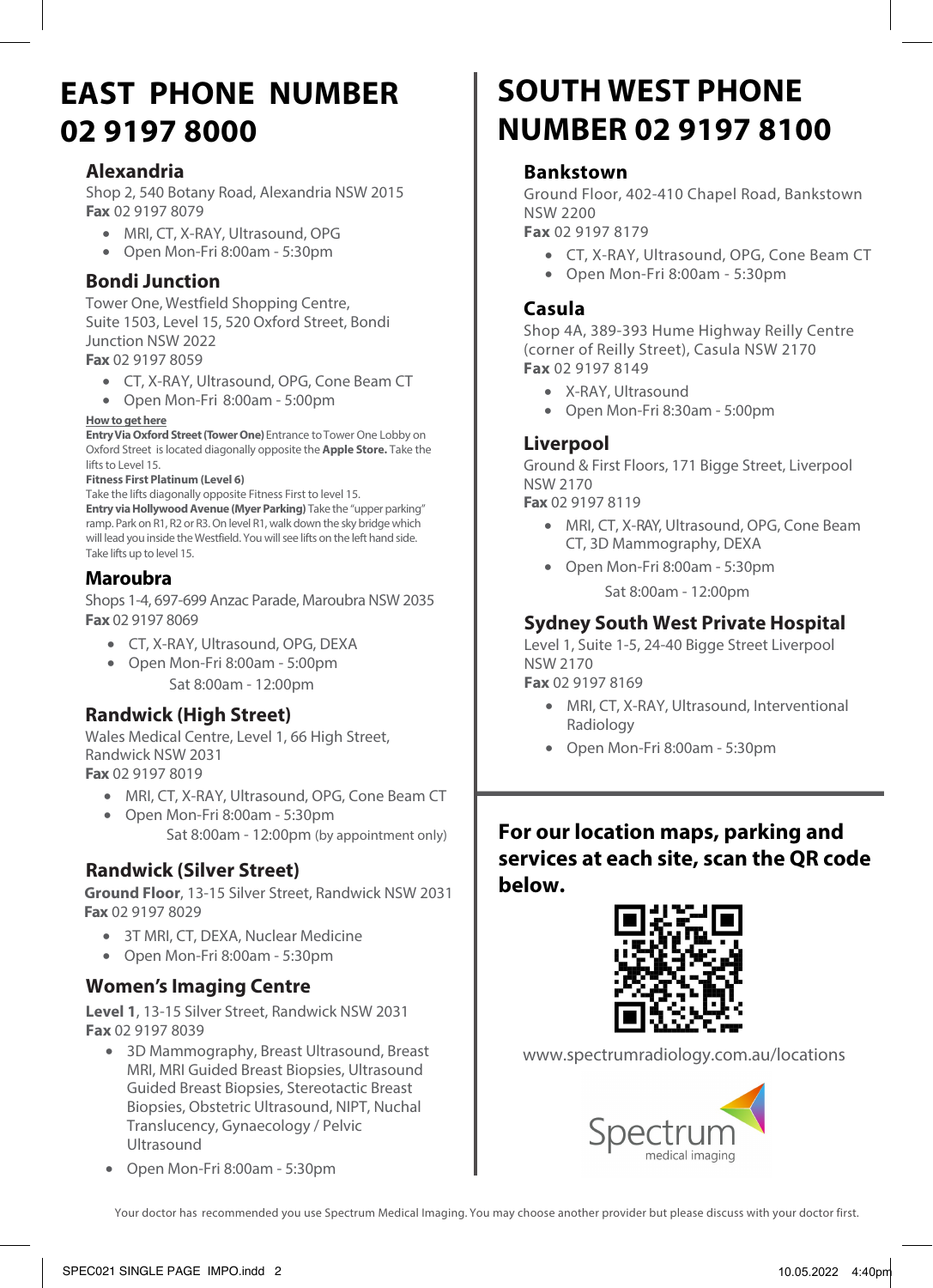# EAST PHONE NUMBER 02 9197 8000

### Alexandria

Shop 2, 540 Botany Road, Alexandria NSW 2015
**Fax** 02 9197 8079

- MRI, CT, X-RAY, Ultrasound, OPG
- Open Mon-Fri 8:00am - 5:30pm

### Bondi Junction

Tower One, Westfield Shopping Centre, Suite 1503, Level 15, 520 Oxford Street, Bondi Junction NSW 2022
**Fax** 02 9197 8059

- CT, X-RAY, Ultrasound, OPG, Cone Beam CT
- Open Mon-Fri 8:00am - 5:00pm

**How to get here**

**Entry Via Oxford Street (Tower One)** Entrance to Tower One Lobby on Oxford Street is located diagonally opposite the **Apple Store.** Take the lifts to Level 15.

**Fitness First Platinum (Level 6)**

Take the lifts diagonally opposite Fitness First to level 15.

**Entry via Hollywood Avenue (Myer Parking)** Take the "upper parking" ramp. Park on R1, R2 or R3. On level R1, walk down the sky bridge which will lead you inside the Westfield. You will see lifts on the left hand side. Take lifts up to level 15.

### Maroubra

Shops 1-4, 697-699 Anzac Parade, Maroubra NSW 2035
**Fax** 02 9197 8069

- CT, X-RAY, Ultrasound, OPG, DEXA
- Open Mon-Fri 8:00am - 5:00pm
  Sat 8:00am - 12:00pm

### Randwick (High Street)

Wales Medical Centre, Level 1, 66 High Street, Randwick NSW 2031
**Fax** 02 9197 8019

- MRI, CT, X-RAY, Ultrasound, OPG, Cone Beam CT
- Open Mon-Fri 8:00am - 5:30pm
  Sat 8:00am - 12:00pm (by appointment only)

### Randwick (Silver Street)

**Ground Floor**, 13-15 Silver Street, Randwick NSW 2031
**Fax** 02 9197 8029

- 3T MRI, CT, DEXA, Nuclear Medicine
- Open Mon-Fri 8:00am - 5:30pm

### Women's Imaging Centre

**Level 1**, 13-15 Silver Street, Randwick NSW 2031
**Fax** 02 9197 8039

- 3D Mammography, Breast Ultrasound, Breast MRI, MRI Guided Breast Biopsies, Ultrasound Guided Breast Biopsies, Stereotactic Breast Biopsies, Obstetric Ultrasound, NIPT, Nuchal Translucency, Gynaecology / Pelvic Ultrasound
- Open Mon-Fri 8:00am - 5:30pm

# SOUTH WEST PHONE NUMBER 02 9197 8100

### Bankstown

Ground Floor, 402-410 Chapel Road, Bankstown NSW 2200
**Fax** 02 9197 8179

- CT, X-RAY, Ultrasound, OPG, Cone Beam CT
- Open Mon-Fri 8:00am - 5:30pm

### Casula

Shop 4A, 389-393 Hume Highway Reilly Centre (corner of Reilly Street), Casula NSW 2170
**Fax** 02 9197 8149

- X-RAY, Ultrasound
- Open Mon-Fri 8:30am - 5:00pm

### Liverpool

Ground & First Floors, 171 Bigge Street, Liverpool NSW 2170
**Fax** 02 9197 8119

- MRI, CT, X-RAY, Ultrasound, OPG, Cone Beam CT, 3D Mammography, DEXA
- Open Mon-Fri 8:00am - 5:30pm
  Sat 8:00am - 12:00pm

### Sydney South West Private Hospital

Level 1, Suite 1-5, 24-40 Bigge Street Liverpool NSW 2170
**Fax** 02 9197 8169

- MRI, CT, X-RAY, Ultrasound, Interventional Radiology
- Open Mon-Fri 8:00am - 5:30pm

**For our location maps, parking and services at each site, scan the QR code below.**

www.spectrumradiology.com.au/locations

Spectrum medical imaging

Your doctor has recommended you use Spectrum Medical Imaging. You may choose another provider but please discuss with your doctor first.